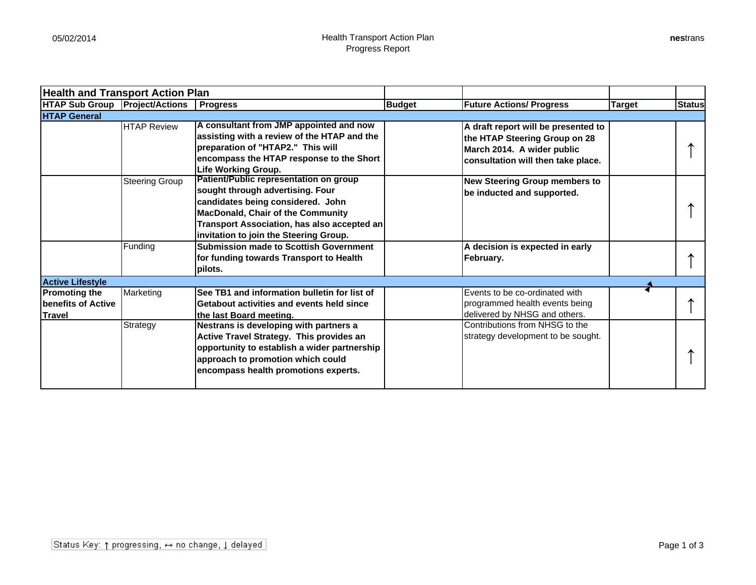| Health and Transport Action Plan | | | | | | |
|---|---|---|---|---|---|---|
| **HTAP Sub Group** | **Project/Actions** | **Progress** | **Budget** | **Future Actions/ Progress** | **Target** | **Status** |
| **HTAP General** | | | | | | |
| | HTAP Review | **A consultant from JMP appointed and now assisting with a review of the HTAP and the preparation of "HTAP2." This will encompass the HTAP response to the Short Life Working Group.** | | **A draft report will be presented to the HTAP Steering Group on 28 March 2014. A wider public consultation will then take place.** | | ↑ |
| | Steering Group | **Patient/Public representation on group sought through advertising. Four candidates being considered. John MacDonald, Chair of the Community Transport Association, has also accepted an invitation to join the Steering Group.** | | **New Steering Group members to be inducted and supported.** | | ↑ |
| | Funding | **Submission made to Scottish Government for funding towards Transport to Health pilots.** | | **A decision is expected in early February.** | | ↑ |
| **Active Lifestyle** | | | | | | |
| **Promoting the benefits of Active Travel** | Marketing | **See TB1 and information bulletin for list of Getabout activities and events held since the last Board meeting.** | | Events to be co-ordinated with programmed health events being delivered by NHSG and others. | | ↑ |
| | Strategy | **Nestrans is developing with partners a Active Travel Strategy. This provides an opportunity to establish a wider partnership approach to promotion which could encompass health promotions experts.** | | Contributions from NHSG to the strategy development to be sought. | | ↑ |

Status Key: ↑ progressing, ↔ no change, ↓ delayed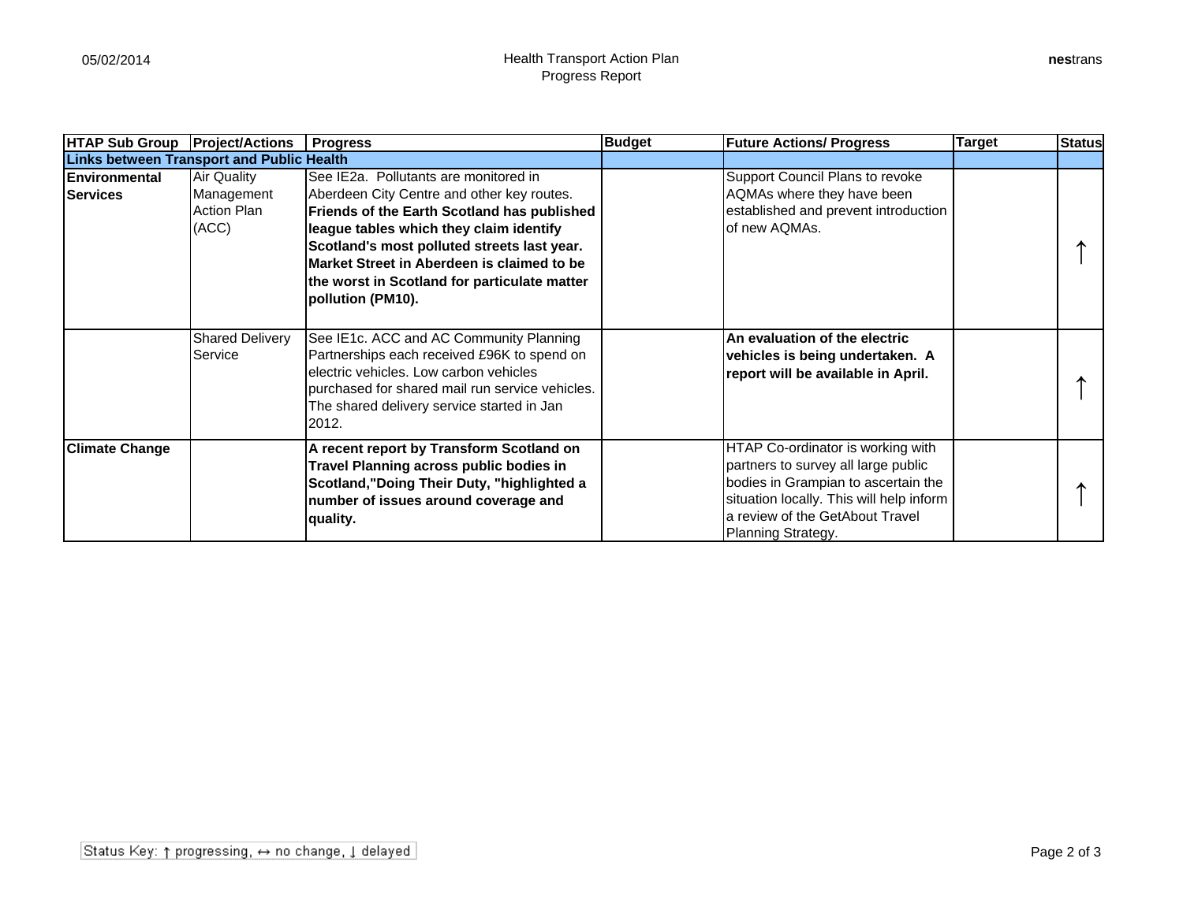| HTAP Sub Group | Project/Actions | Progress | Budget | Future Actions/ Progress | Target | Status |
|---|---|---|---|---|---|---|
| **Links between Transport and Public Health** | | | | | | |
| **Environmental Services** | Air Quality Management Action Plan (ACC) | See IE2a. Pollutants are monitored in Aberdeen City Centre and other key routes. **Friends of the Earth Scotland has published league tables which they claim identify Scotland's most polluted streets last year. Market Street in Aberdeen is claimed to be the worst in Scotland for particulate matter pollution (PM10).** | | Support Council Plans to revoke AQMAs where they have been established and prevent introduction of new AQMAs. | | ↑ |
| | Shared Delivery Service | See IE1c. ACC and AC Community Planning Partnerships each received £96K to spend on electric vehicles. Low carbon vehicles purchased for shared mail run service vehicles. The shared delivery service started in Jan 2012. | | **An evaluation of the electric vehicles is being undertaken. A report will be available in April.** | | ↑ |
| **Climate Change** | | **A recent report by Transform Scotland on Travel Planning across public bodies in Scotland,"Doing Their Duty, "highlighted a number of issues around coverage and quality.** | | HTAP Co-ordinator is working with partners to survey all large public bodies in Grampian to ascertain the situation locally. This will help inform a review of the GetAbout Travel Planning Strategy. | | ↑ |

Status Key: ↑ progressing, ↔ no change, ↓ delayed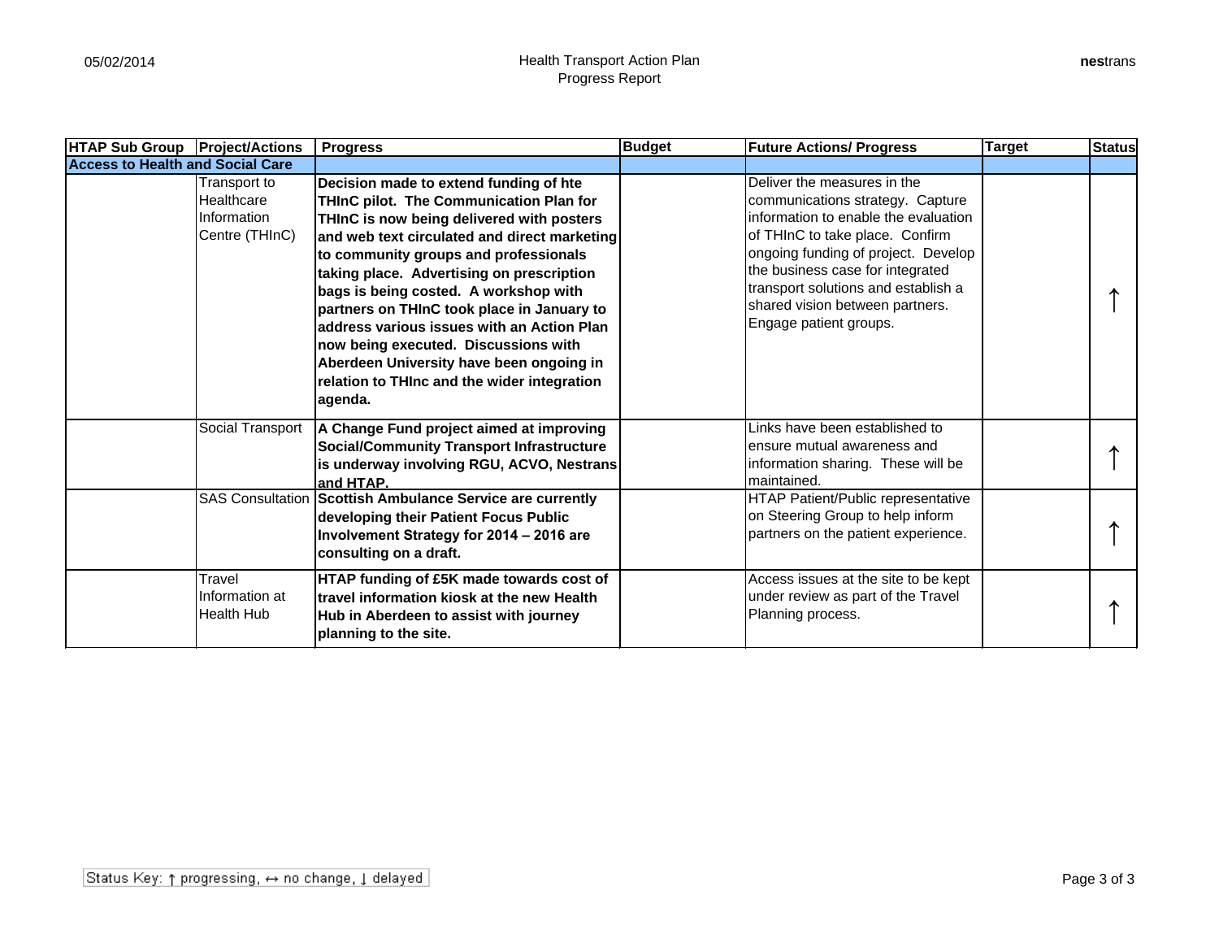| HTAP Sub Group | Project/Actions | Progress | Budget | Future Actions/ Progress | Target | Status |
|---|---|---|---|---|---|---|
| **Access to Health and Social Care** | | | | | | |
| | Transport to Healthcare Information Centre (THInC) | **Decision made to extend funding of hte THInC pilot. The Communication Plan for THInC is now being delivered with posters and web text circulated and direct marketing to community groups and professionals taking place. Advertising on prescription bags is being costed. A workshop with partners on THInC took place in January to address various issues with an Action Plan now being executed. Discussions with Aberdeen University have been ongoing in relation to THInc and the wider integration agenda.** | | Deliver the measures in the communications strategy. Capture information to enable the evaluation of THInC to take place. Confirm ongoing funding of project. Develop the business case for integrated transport solutions and establish a shared vision between partners. Engage patient groups. | | ↑ |
| | Social Transport | **A Change Fund project aimed at improving Social/Community Transport Infrastructure is underway involving RGU, ACVO, Nestrans and HTAP.** | | Links have been established to ensure mutual awareness and information sharing. These will be maintained. | | ↑ |
| | SAS Consultation | **Scottish Ambulance Service are currently developing their Patient Focus Public Involvement Strategy for 2014 – 2016 are consulting on a draft.** | | HTAP Patient/Public representative on Steering Group to help inform partners on the patient experience. | | ↑ |
| | Travel Information at Health Hub | **HTAP funding of £5K made towards cost of travel information kiosk at the new Health Hub in Aberdeen to assist with journey planning to the site.** | | Access issues at the site to be kept under review as part of the Travel Planning process. | | ↑ |

Status Key: ↑ progressing, ↔ no change, ↓ delayed